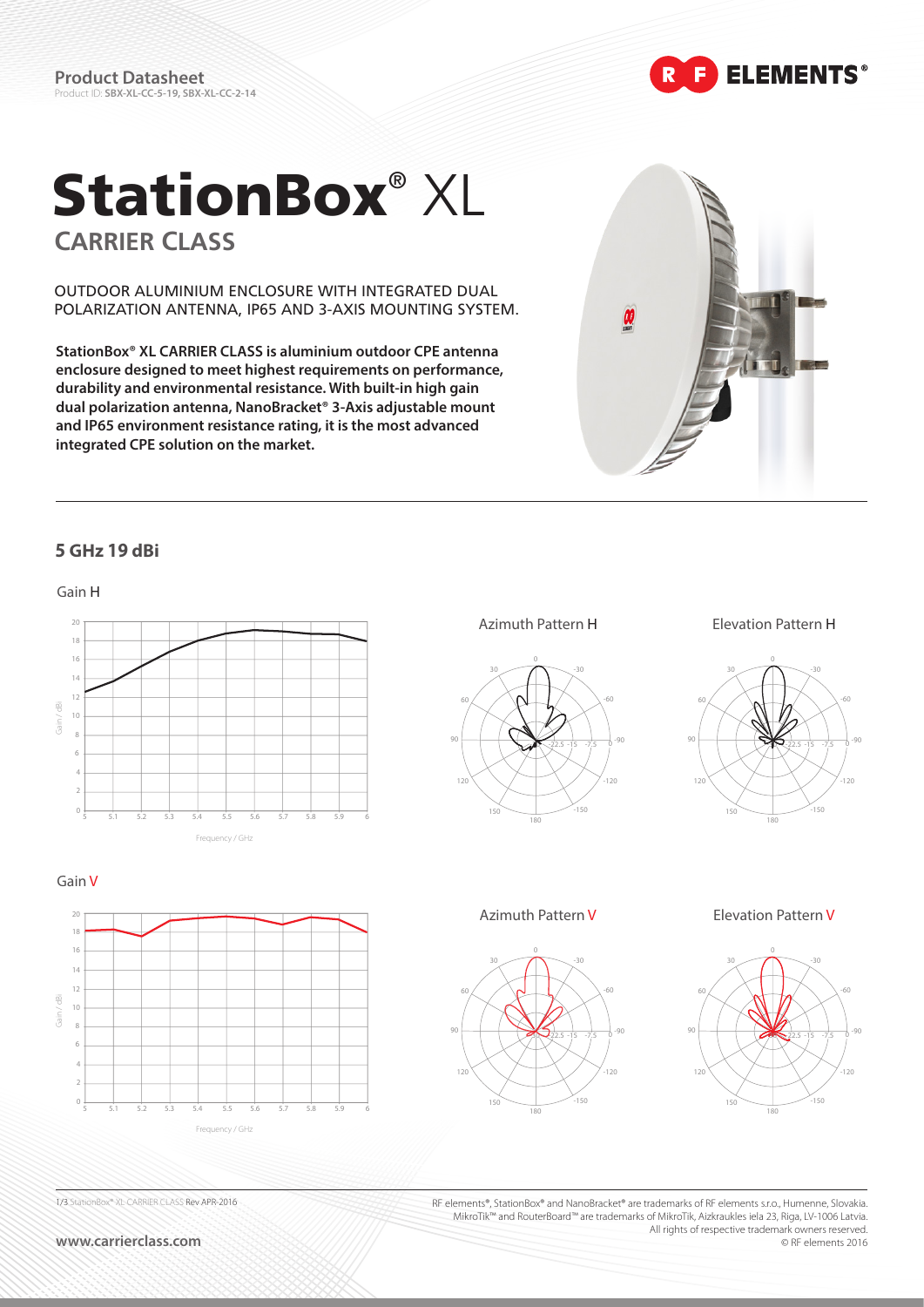Product Datasheet
Product ID: **SBX-XL-CC-5-19, SBX-XL-CC-2-14**

# StationBox® XL

## CARRIER CLASS

OUTDOOR ALUMINIUM ENCLOSURE WITH INTEGRATED DUAL POLARIZATION ANTENNA, IP65 AND 3-AXIS MOUNTING SYSTEM.

**StationBox® XL CARRIER CLASS is aluminium outdoor CPE antenna enclosure designed to meet highest requirements on performance, durability and environmental resistance. With built-in high gain dual polarization antenna, NanoBracket® 3-Axis adjustable mount and IP65 environment resistance rating, it is the most advanced integrated CPE solution on the market.**

## 5 GHz 19 dBi

Gain H

Azimuth Pattern H

Elevation Pattern H

Gain V

Azimuth Pattern V

Elevation Pattern V

RF elements®, StationBox® and NanoBracket® are trademarks of RF elements s.r.o., Humenne, Slovakia. MikroTik™ and RouterBoard™ are trademarks of MikroTik, Aizkraukles iela 23, Riga, LV-1006 Latvia. All rights of respective trademark owners reserved.
© RF elements 2016

www.carrierclass.com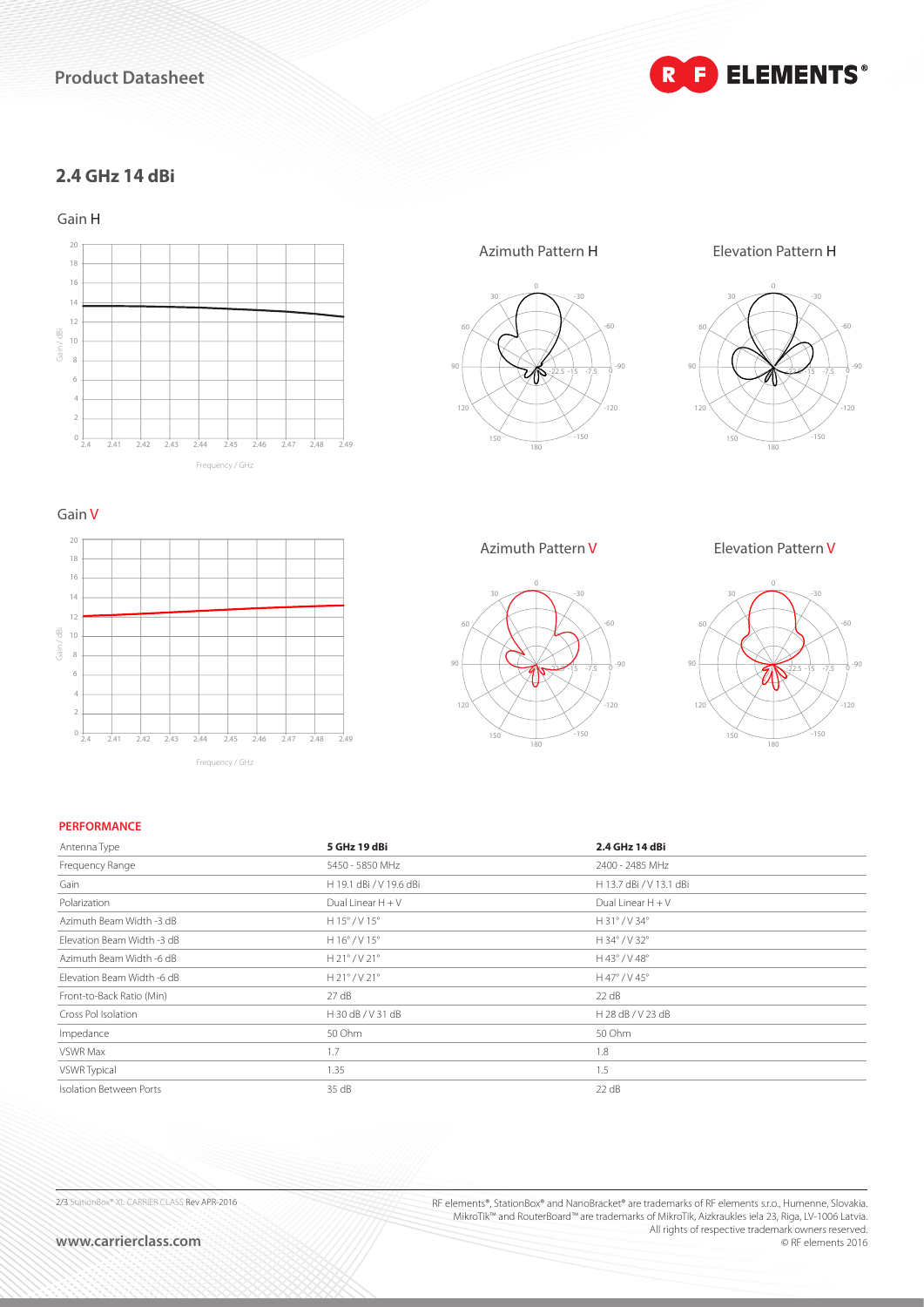## 2.4 GHz 14 dBi

Gain H

Azimuth Pattern H

Elevation Pattern H

Gain V

Azimuth Pattern V

Elevation Pattern V

### PERFORMANCE

| Antenna Type | 5 GHz 19 dBi | 2.4 GHz 14 dBi |
|---|---|---|
| Frequency Range | 5450 - 5850 MHz | 2400 - 2485 MHz |
| Gain | H 19.1 dBi / V 19.6 dBi | H 13.7 dBi / V 13.1 dBi |
| Polarization | Dual Linear H + V | Dual Linear H + V |
| Azimuth Beam Width -3 dB | H 15° / V 15° | H 31° / V 34° |
| Elevation Beam Width -3 dB | H 16° / V 15° | H 34° / V 32° |
| Azimuth Beam Width -6 dB | H 21° / V 21° | H 43° / V 48° |
| Elevation Beam Width -6 dB | H 21° / V 21° | H 47° / V 45° |
| Front-to-Back Ratio (Min) | 27 dB | 22 dB |
| Cross Pol Isolation | H 30 dB / V 31 dB | H 28 dB / V 23 dB |
| Impedance | 50 Ohm | 50 Ohm |
| VSWR Max | 1.7 | 1.8 |
| VSWR Typical | 1.35 | 1.5 |
| Isolation Between Ports | 35 dB | 22 dB |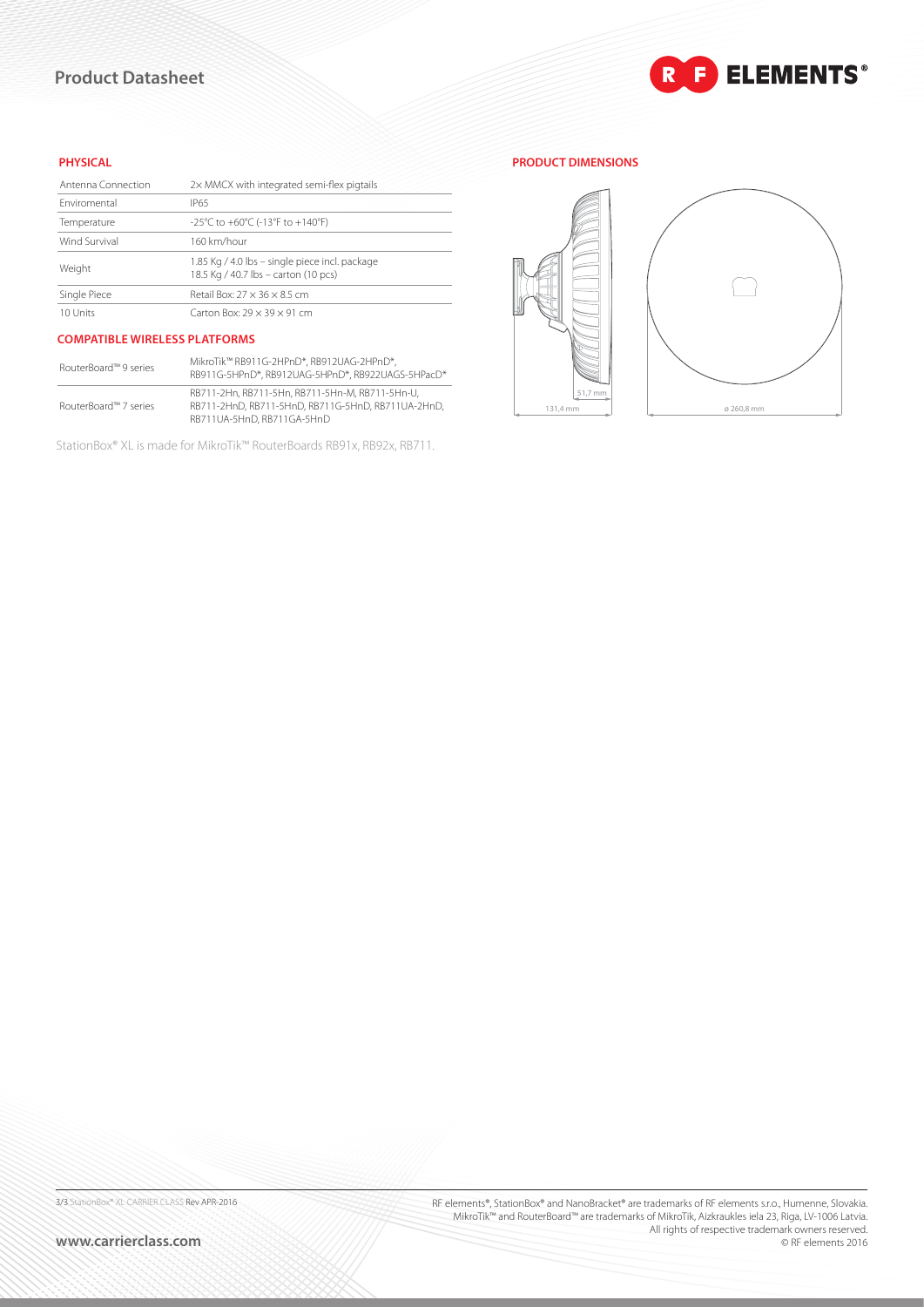## PHYSICAL

| | |
|---|---|
| Antenna Connection | 2× MMCX with integrated semi-flex pigtails |
| Enviromental | IP65 |
| Temperature | -25°C to +60°C (-13°F to +140°F) |
| Wind Survival | 160 km/hour |
| Weight | 1.85 Kg / 4.0 lbs – single piece incl. package<br>18.5 Kg / 40.7 lbs – carton (10 pcs) |
| Single Piece | Retail Box: 27 × 36 × 8.5 cm |
| 10 Units | Carton Box: 29 × 39 × 91 cm |

## COMPATIBLE WIRELESS PLATFORMS

| | |
|---|---|
| RouterBoard™ 9 series | MikroTik™ RB911G-2HPnD*, RB912UAG-2HPnD*, RB911G-5HPnD*, RB912UAG-5HPnD*, RB922UAGS-5HPacD* |
| RouterBoard™ 7 series | RB711-2Hn, RB711-5Hn, RB711-5Hn-M, RB711-5Hn-U, RB711-2HnD, RB711-5HnD, RB711G-5HnD, RB711UA-2HnD, RB711UA-5HnD, RB711GA-5HnD |

StationBox® XL is made for MikroTik™ RouterBoards RB91x, RB92x, RB711.

## PRODUCT DIMENSIONS

51,7 mm

131,4 mm

ø 260,8 mm

RF elements®, StationBox® and NanoBracket® are trademarks of RF elements s.r.o., Humenne, Slovakia.
MikroTik™ and RouterBoard™ are trademarks of MikroTik, Aizkraukles iela 23, Riga, LV-1006 Latvia.
All rights of respective trademark owners reserved.
© RF elements 2016